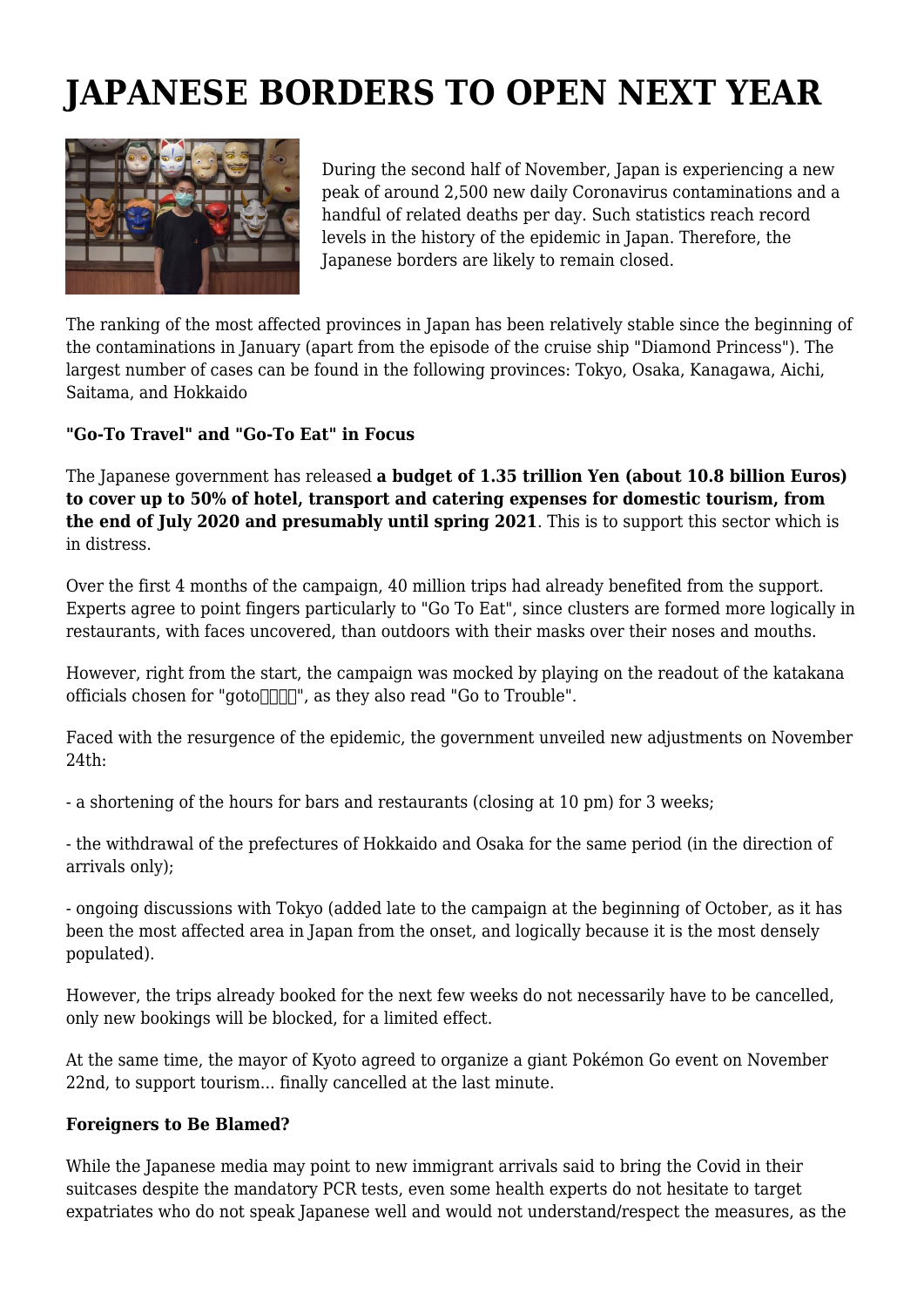# JAPANESE BORDERS TO OPEN NEXT YEAR

During the second half of November, Japan is experiencing a new peak of around 2,500 new daily Coronavirus contaminations and a handful of related deaths per day. Such statistics reach record levels in the history of the epidemic in Japan. Therefore, the Japanese borders are likely to remain closed.

The ranking of the most affected provinces in Japan has been relatively stable since the beginning of the contaminations in January (apart from the episode of the cruise ship "Diamond Princess"). The largest number of cases can be found in the following provinces: Tokyo, Osaka, Kanagawa, Aichi, Saitama, and Hokkaido

**"Go-To Travel" and "Go-To Eat" in Focus**

The Japanese government has released **a budget of 1.35 trillion Yen (about 10.8 billion Euros) to cover up to 50% of hotel, transport and catering expenses for domestic tourism, from the end of July 2020 and presumably until spring 2021**. This is to support this sector which is in distress.

Over the first 4 months of the campaign, 40 million trips had already benefited from the support. Experts agree to point fingers particularly to "Go To Eat", since clusters are formed more logically in restaurants, with faces uncovered, than outdoors with their masks over their noses and mouths.

However, right from the start, the campaign was mocked by playing on the readout of the katakana officials chosen for "goto□□□□", as they also read "Go to Trouble".

Faced with the resurgence of the epidemic, the government unveiled new adjustments on November 24th:

- a shortening of the hours for bars and restaurants (closing at 10 pm) for 3 weeks;

- the withdrawal of the prefectures of Hokkaido and Osaka for the same period (in the direction of arrivals only);

- ongoing discussions with Tokyo (added late to the campaign at the beginning of October, as it has been the most affected area in Japan from the onset, and logically because it is the most densely populated).

However, the trips already booked for the next few weeks do not necessarily have to be cancelled, only new bookings will be blocked, for a limited effect.

At the same time, the mayor of Kyoto agreed to organize a giant Pokémon Go event on November 22nd, to support tourism... finally cancelled at the last minute.

**Foreigners to Be Blamed?**

While the Japanese media may point to new immigrant arrivals said to bring the Covid in their suitcases despite the mandatory PCR tests, even some health experts do not hesitate to target expatriates who do not speak Japanese well and would not understand/respect the measures, as the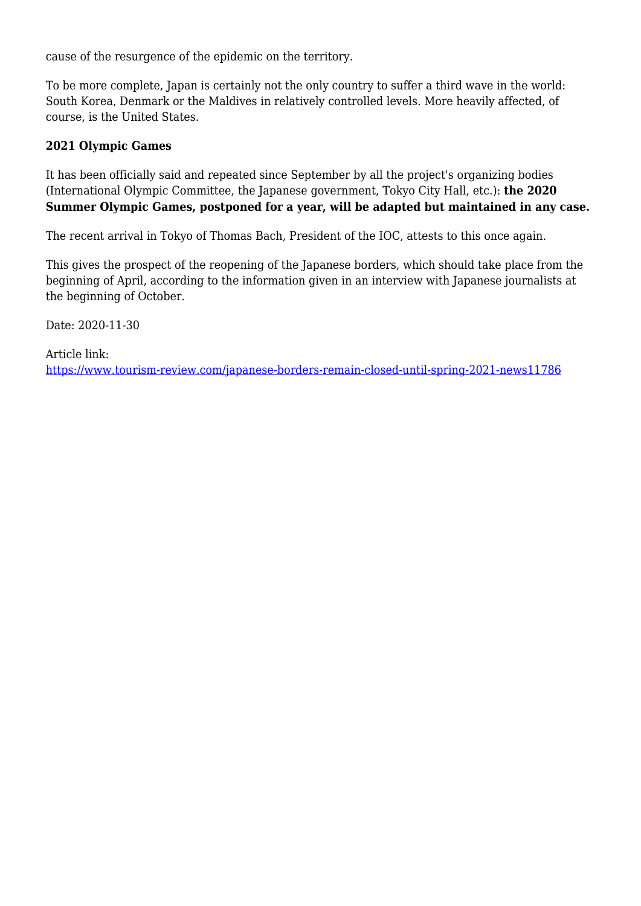cause of the resurgence of the epidemic on the territory.

To be more complete, Japan is certainly not the only country to suffer a third wave in the world: South Korea, Denmark or the Maldives in relatively controlled levels. More heavily affected, of course, is the United States.

### 2021 Olympic Games

It has been officially said and repeated since September by all the project's organizing bodies (International Olympic Committee, the Japanese government, Tokyo City Hall, etc.): **the 2020 Summer Olympic Games, postponed for a year, will be adapted but maintained in any case.**

The recent arrival in Tokyo of Thomas Bach, President of the IOC, attests to this once again.

This gives the prospect of the reopening of the Japanese borders, which should take place from the beginning of April, according to the information given in an interview with Japanese journalists at the beginning of October.

Date: 2020-11-30

Article link:
[https://www.tourism-review.com/japanese-borders-remain-closed-until-spring-2021-news11786](https://www.tourism-review.com/japanese-borders-remain-closed-until-spring-2021-news11786)